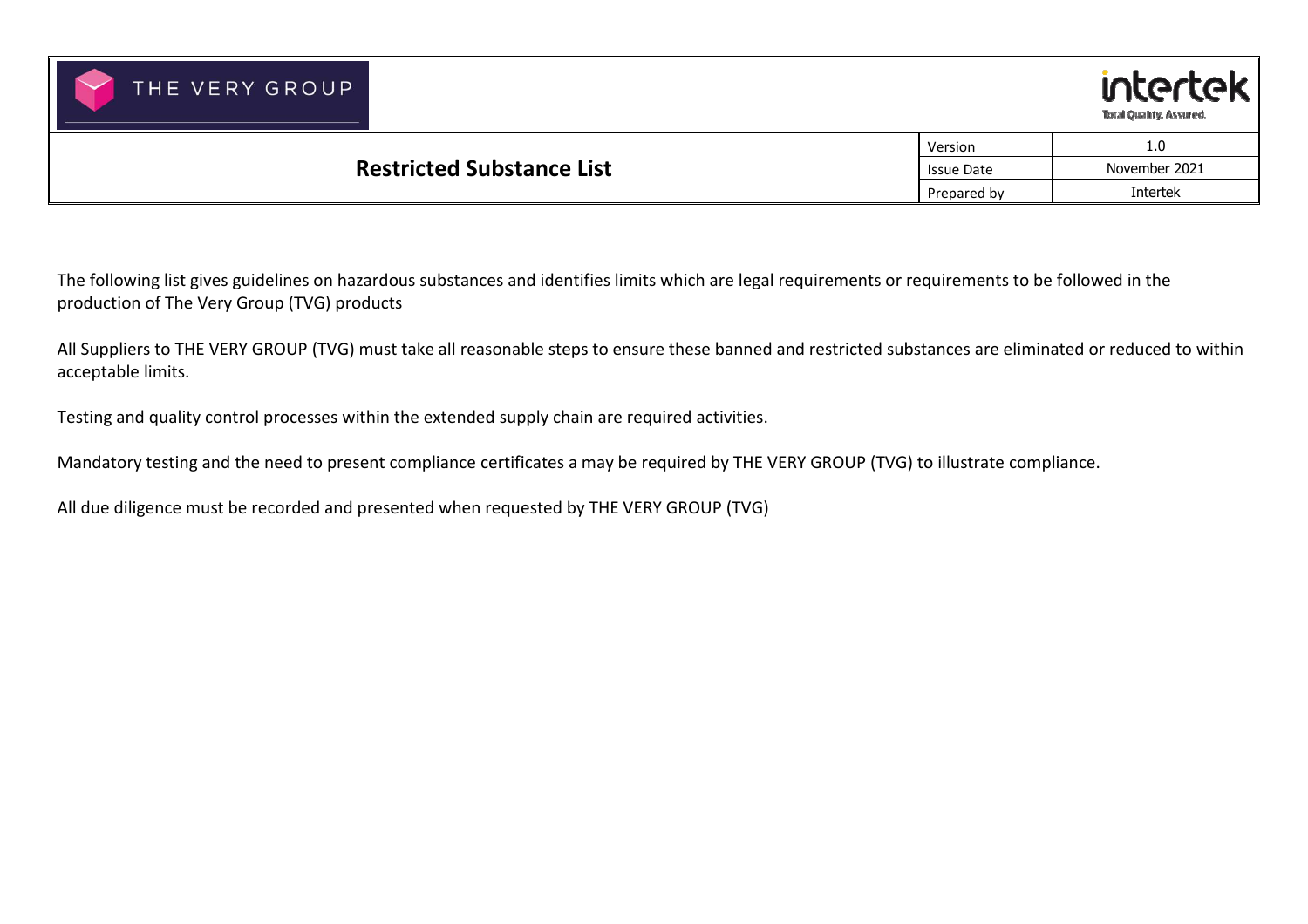THE VERY GROUP

intertek
Total Quality. Assured.

| Restricted Substance List | Version | 1.0 |
|---|---|---|
| | Issue Date | November 2021 |
| | Prepared by | Intertek |

The following list gives guidelines on hazardous substances and identifies limits which are legal requirements or requirements to be followed in the production of The Very Group (TVG) products

All Suppliers to THE VERY GROUP (TVG) must take all reasonable steps to ensure these banned and restricted substances are eliminated or reduced to within acceptable limits.

Testing and quality control processes within the extended supply chain are required activities.

Mandatory testing and the need to present compliance certificates a may be required by THE VERY GROUP (TVG) to illustrate compliance.

All due diligence must be recorded and presented when requested by THE VERY GROUP (TVG)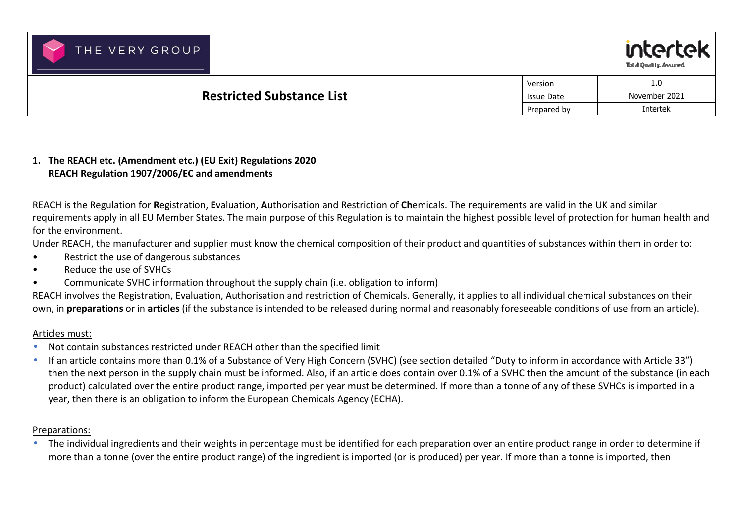| THE VERY GROUP | | intertek Total Quality. Assured. |
|---|---|---|
| **Restricted Substance List** | Version | 1.0 |
| | Issue Date | November 2021 |
| | Prepared by | Intertek |

## 1. The REACH etc. (Amendment etc.) (EU Exit) Regulations 2020 REACH Regulation 1907/2006/EC and amendments

REACH is the Regulation for **R**egistration, **E**valuation, **A**uthorisation and Restriction of **Ch**emicals. The requirements are valid in the UK and similar requirements apply in all EU Member States. The main purpose of this Regulation is to maintain the highest possible level of protection for human health and for the environment.

Under REACH, the manufacturer and supplier must know the chemical composition of their product and quantities of substances within them in order to:

- Restrict the use of dangerous substances
- Reduce the use of SVHCs
- Communicate SVHC information throughout the supply chain (i.e. obligation to inform)

REACH involves the Registration, Evaluation, Authorisation and restriction of Chemicals. Generally, it applies to all individual chemical substances on their own, in **preparations** or in **articles** (if the substance is intended to be released during normal and reasonably foreseeable conditions of use from an article).

Articles must:

- Not contain substances restricted under REACH other than the specified limit
- If an article contains more than 0.1% of a Substance of Very High Concern (SVHC) (see section detailed "Duty to inform in accordance with Article 33") then the next person in the supply chain must be informed. Also, if an article does contain over 0.1% of a SVHC then the amount of the substance (in each product) calculated over the entire product range, imported per year must be determined. If more than a tonne of any of these SVHCs is imported in a year, then there is an obligation to inform the European Chemicals Agency (ECHA).

Preparations:

- The individual ingredients and their weights in percentage must be identified for each preparation over an entire product range in order to determine if more than a tonne (over the entire product range) of the ingredient is imported (or is produced) per year. If more than a tonne is imported, then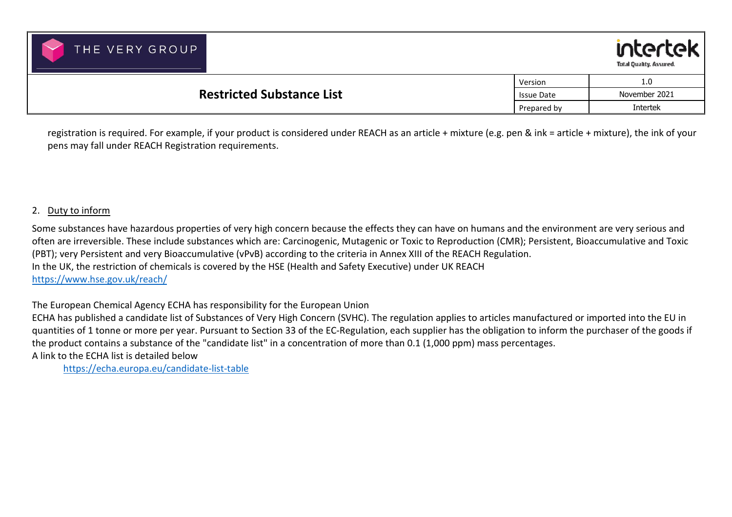registration is required. For example, if your product is considered under REACH as an article + mixture (e.g. pen & ink = article + mixture), the ink of your pens may fall under REACH Registration requirements.

2. Duty to inform

Some substances have hazardous properties of very high concern because the effects they can have on humans and the environment are very serious and often are irreversible. These include substances which are: Carcinogenic, Mutagenic or Toxic to Reproduction (CMR); Persistent, Bioaccumulative and Toxic (PBT); very Persistent and very Bioaccumulative (vPvB) according to the criteria in Annex XIII of the REACH Regulation.
In the UK, the restriction of chemicals is covered by the HSE (Health and Safety Executive) under UK REACH
https://www.hse.gov.uk/reach/

The European Chemical Agency ECHA has responsibility for the European Union
ECHA has published a candidate list of Substances of Very High Concern (SVHC). The regulation applies to articles manufactured or imported into the EU in quantities of 1 tonne or more per year. Pursuant to Section 33 of the EC-Regulation, each supplier has the obligation to inform the purchaser of the goods if the product contains a substance of the "candidate list" in a concentration of more than 0.1 (1,000 ppm) mass percentages.
A link to the ECHA list is detailed below

https://echa.europa.eu/candidate-list-table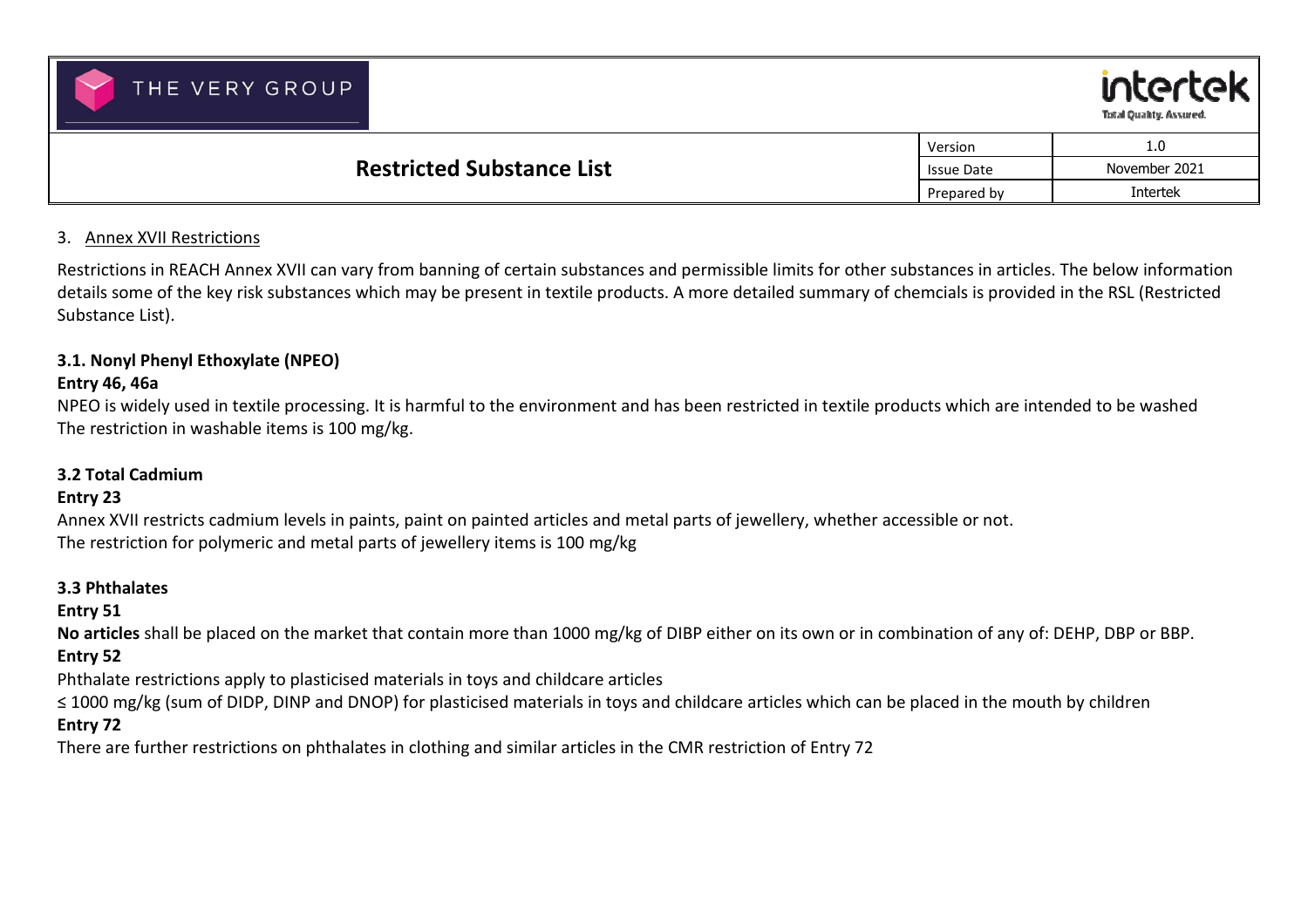3. Annex XVII Restrictions

Restrictions in REACH Annex XVII can vary from banning of certain substances and permissible limits for other substances in articles. The below information details some of the key risk substances which may be present in textile products. A more detailed summary of chemcials is provided in the RSL (Restricted Substance List).

### 3.1. Nonyl Phenyl Ethoxylate (NPEO)

**Entry 46, 46a**

NPEO is widely used in textile processing. It is harmful to the environment and has been restricted in textile products which are intended to be washed The restriction in washable items is 100 mg/kg.

### 3.2 Total Cadmium

**Entry 23**

Annex XVII restricts cadmium levels in paints, paint on painted articles and metal parts of jewellery, whether accessible or not.
The restriction for polymeric and metal parts of jewellery items is 100 mg/kg

### 3.3 Phthalates

**Entry 51**

**No articles** shall be placed on the market that contain more than 1000 mg/kg of DIBP either on its own or in combination of any of: DEHP, DBP or BBP.

**Entry 52**

Phthalate restrictions apply to plasticised materials in toys and childcare articles

≤ 1000 mg/kg (sum of DIDP, DINP and DNOP) for plasticised materials in toys and childcare articles which can be placed in the mouth by children

**Entry 72**

There are further restrictions on phthalates in clothing and similar articles in the CMR restriction of Entry 72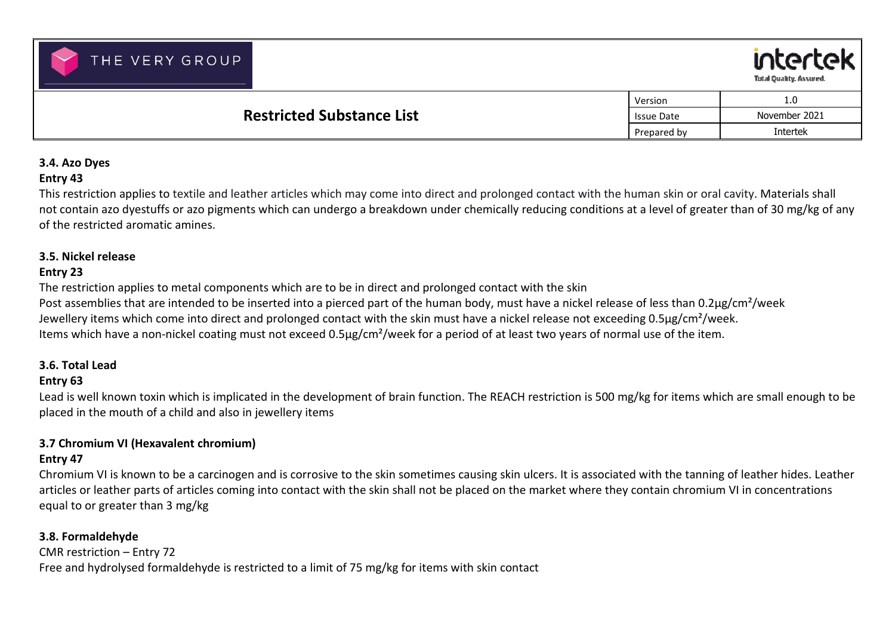### 3.4. Azo Dyes

**Entry 43**

This restriction applies to textile and leather articles which may come into direct and prolonged contact with the human skin or oral cavity. Materials shall not contain azo dyestuffs or azo pigments which can undergo a breakdown under chemically reducing conditions at a level of greater than of 30 mg/kg of any of the restricted aromatic amines.

### 3.5. Nickel release

**Entry 23**

The restriction applies to metal components which are to be in direct and prolonged contact with the skin

Post assemblies that are intended to be inserted into a pierced part of the human body, must have a nickel release of less than 0.2µg/cm²/week

Jewellery items which come into direct and prolonged contact with the skin must have a nickel release not exceeding 0.5µg/cm²/week.

Items which have a non-nickel coating must not exceed 0.5µg/cm²/week for a period of at least two years of normal use of the item.

### 3.6. Total Lead

**Entry 63**

Lead is well known toxin which is implicated in the development of brain function. The REACH restriction is 500 mg/kg for items which are small enough to be placed in the mouth of a child and also in jewellery items

### 3.7 Chromium VI (Hexavalent chromium)

**Entry 47**

Chromium VI is known to be a carcinogen and is corrosive to the skin sometimes causing skin ulcers. It is associated with the tanning of leather hides. Leather articles or leather parts of articles coming into contact with the skin shall not be placed on the market where they contain chromium VI in concentrations equal to or greater than 3 mg/kg

### 3.8. Formaldehyde

CMR restriction – Entry 72

Free and hydrolysed formaldehyde is restricted to a limit of 75 mg/kg for items with skin contact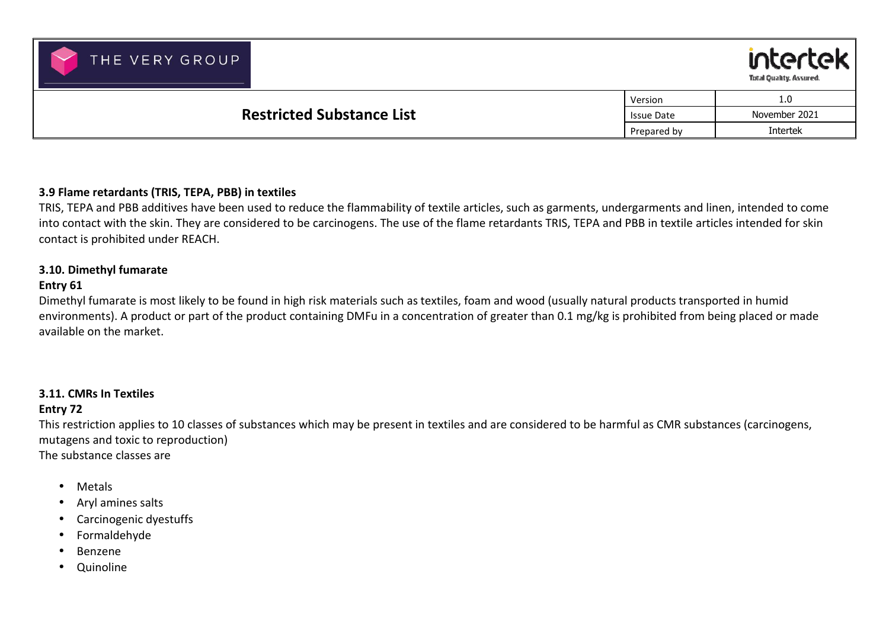### 3.9 Flame retardants (TRIS, TEPA, PBB) in textiles

TRIS, TEPA and PBB additives have been used to reduce the flammability of textile articles, such as garments, undergarments and linen, intended to come into contact with the skin. They are considered to be carcinogens. The use of the flame retardants TRIS, TEPA and PBB in textile articles intended for skin contact is prohibited under REACH.

### 3.10. Dimethyl fumarate

**Entry 61**

Dimethyl fumarate is most likely to be found in high risk materials such as textiles, foam and wood (usually natural products transported in humid environments). A product or part of the product containing DMFu in a concentration of greater than 0.1 mg/kg is prohibited from being placed or made available on the market.

### 3.11. CMRs In Textiles

**Entry 72**

This restriction applies to 10 classes of substances which may be present in textiles and are considered to be harmful as CMR substances (carcinogens, mutagens and toxic to reproduction)

The substance classes are

- Metals
- Aryl amines salts
- Carcinogenic dyestuffs
- Formaldehyde
- Benzene
- Quinoline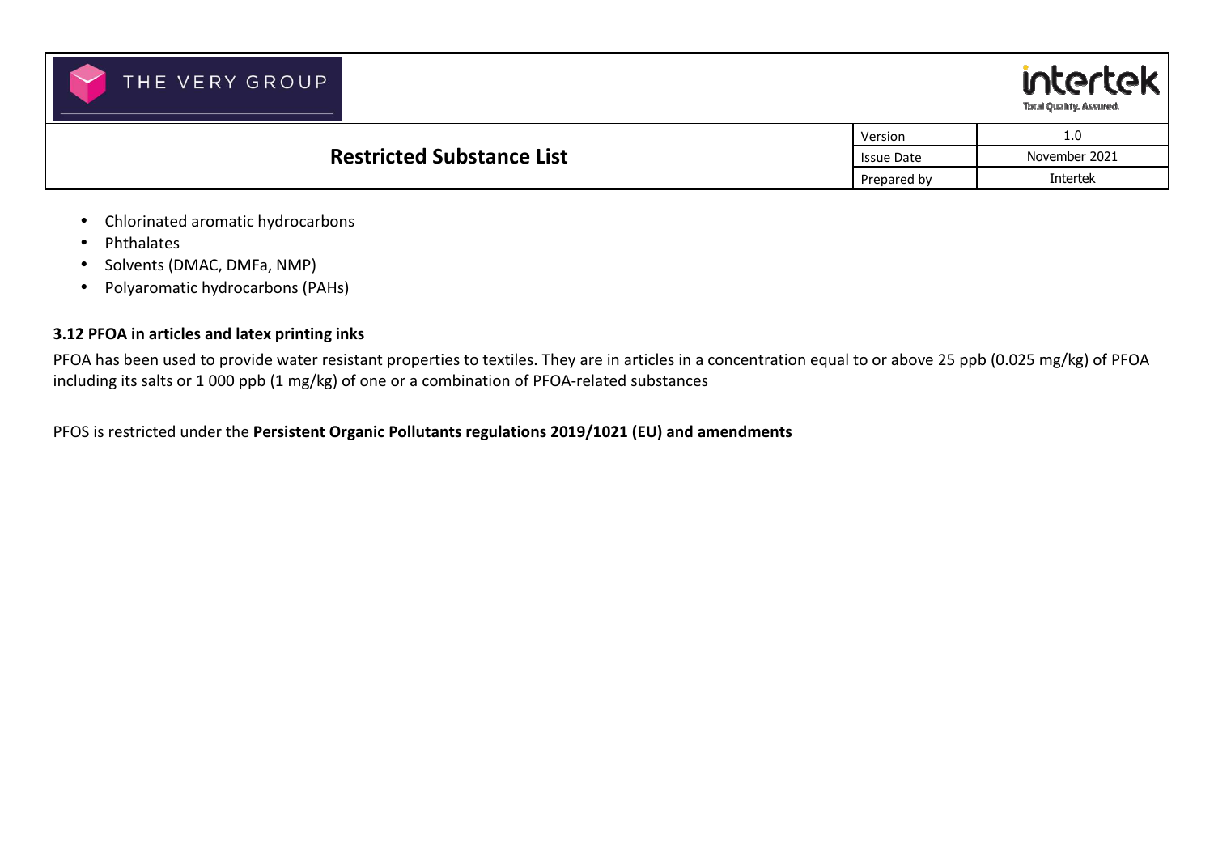- Chlorinated aromatic hydrocarbons
- Phthalates
- Solvents (DMAC, DMFa, NMP)
- Polyaromatic hydrocarbons (PAHs)

### 3.12 PFOA in articles and latex printing inks

PFOA has been used to provide water resistant properties to textiles. They are in articles in a concentration equal to or above 25 ppb (0.025 mg/kg) of PFOA including its salts or 1 000 ppb (1 mg/kg) of one or a combination of PFOA-related substances

PFOS is restricted under the **Persistent Organic Pollutants regulations 2019/1021 (EU) and amendments**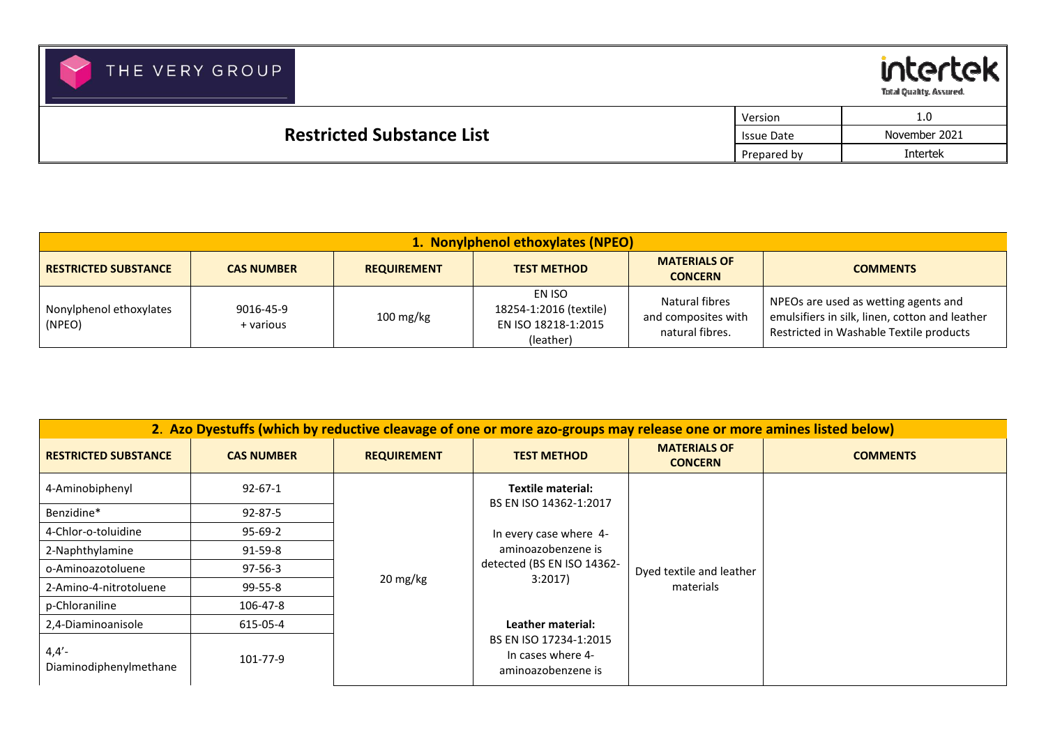| THE VERY GROUP | | intertek Total Quality. Assured. |
|---|---|---|
| **Restricted Substance List** | Version | 1.0 |
| | Issue Date | November 2021 |
| | Prepared by | Intertek |

| **1. Nonylphenol ethoxylates (NPEO)** | | | | | |
|---|---|---|---|---|---|
| **RESTRICTED SUBSTANCE** | **CAS NUMBER** | **REQUIREMENT** | **TEST METHOD** | **MATERIALS OF CONCERN** | **COMMENTS** |
| Nonylphenol ethoxylates (NPEO) | 9016-45-9 + various | 100 mg/kg | EN ISO 18254-1:2016 (textile) EN ISO 18218-1:2015 (leather) | Natural fibres and composites with natural fibres. | NPEOs are used as wetting agents and emulsifiers in silk, linen, cotton and leather Restricted in Washable Textile products |

| **2. Azo Dyestuffs (which by reductive cleavage of one or more azo-groups may release one or more amines listed below)** | | | | | |
|---|---|---|---|---|---|
| **RESTRICTED SUBSTANCE** | **CAS NUMBER** | **REQUIREMENT** | **TEST METHOD** | **MATERIALS OF CONCERN** | **COMMENTS** |
| 4-Aminobiphenyl | 92-67-1 | 20 mg/kg | **Textile material:** BS EN ISO 14362-1:2017<br><br>In every case where 4-aminoazobenzene is detected (BS EN ISO 14362-3:2017)<br><br>**Leather material:** BS EN ISO 17234-1:2015 In cases where 4-aminoazobenzene is | Dyed textile and leather materials | |
| Benzidine* | 92-87-5 | | | | |
| 4-Chlor-o-toluidine | 95-69-2 | | | | |
| 2-Naphthylamine | 91-59-8 | | | | |
| o-Aminoazotoluene | 97-56-3 | | | | |
| 2-Amino-4-nitrotoluene | 99-55-8 | | | | |
| p-Chloraniline | 106-47-8 | | | | |
| 2,4-Diaminoanisole | 615-05-4 | | | | |
| 4,4'-Diaminodiphenylmethane | 101-77-9 | | | | |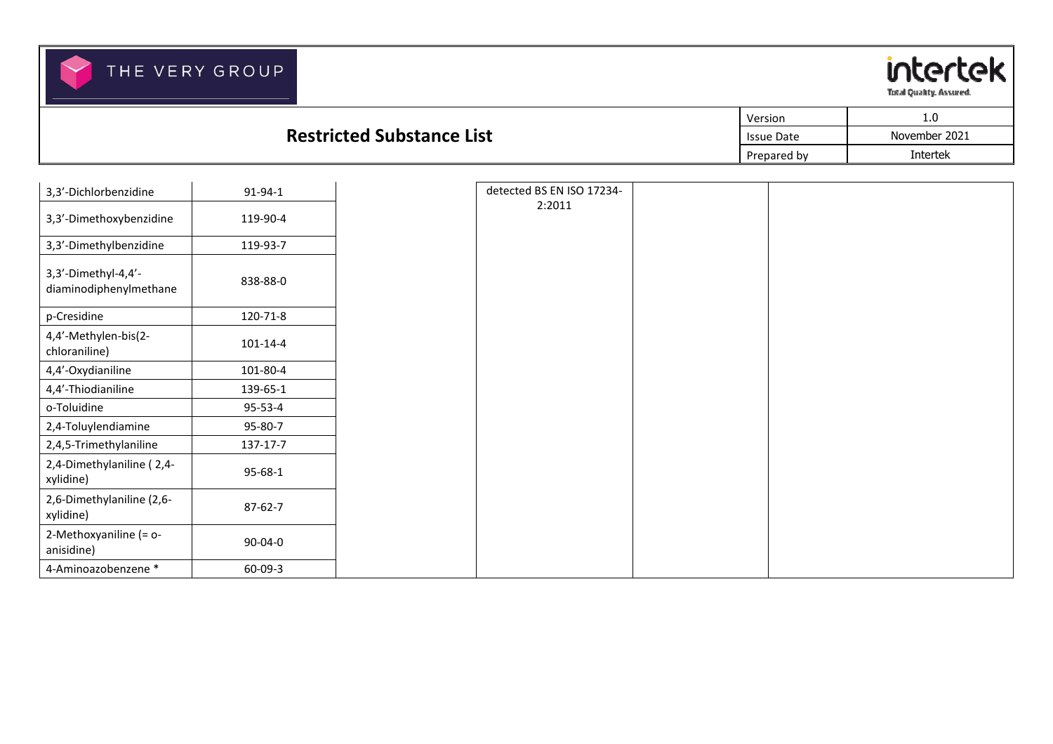| | | | | | |
|---|---|---|---|---|---|
| 3,3'-Dichlorbenzidine | 91-94-1 | | detected BS EN ISO 17234-2:2011 | | |
| 3,3'-Dimethoxybenzidine | 119-90-4 | | | | |
| 3,3'-Dimethylbenzidine | 119-93-7 | | | | |
| 3,3'-Dimethyl-4,4'-diaminodiphenylmethane | 838-88-0 | | | | |
| p-Cresidine | 120-71-8 | | | | |
| 4,4'-Methylen-bis(2-chloraniline) | 101-14-4 | | | | |
| 4,4'-Oxydianiline | 101-80-4 | | | | |
| 4,4'-Thiodianiline | 139-65-1 | | | | |
| o-Toluidine | 95-53-4 | | | | |
| 2,4-Toluylendiamine | 95-80-7 | | | | |
| 2,4,5-Trimethylaniline | 137-17-7 | | | | |
| 2,4-Dimethylaniline ( 2,4-xylidine) | 95-68-1 | | | | |
| 2,6-Dimethylaniline (2,6-xylidine) | 87-62-7 | | | | |
| 2-Methoxyaniline (= o-anisidine) | 90-04-0 | | | | |
| 4-Aminoazobenzene * | 60-09-3 | | | | |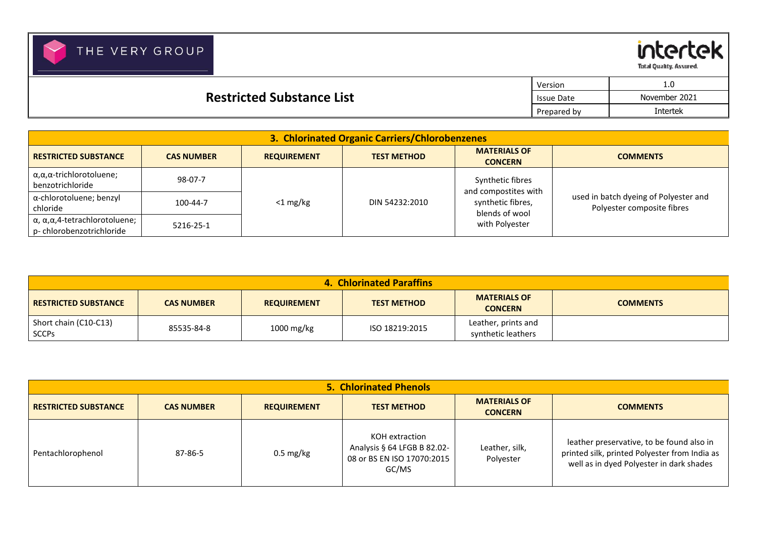| Version | 1.0 |
|---|---|
| Issue Date | November 2021 |
| Prepared by | Intertek |

# Restricted Substance List

| 3. Chlorinated Organic Carriers/Chlorobenzenes | | | | | |
|---|---|---|---|---|---|
| **RESTRICTED SUBSTANCE** | **CAS NUMBER** | **REQUIREMENT** | **TEST METHOD** | **MATERIALS OF CONCERN** | **COMMENTS** |
| α,α,α-trichlorotoluene; benzotrichloride | 98-07-7 | <1 mg/kg | DIN 54232:2010 | Synthetic fibres and compostites with synthetic fibres, blends of wool with Polyester | used in batch dyeing of Polyester and Polyester composite fibres |
| α-chlorotoluene; benzyl chloride | 100-44-7 | | | | |
| α, α,α,4-tetrachlorotoluene; p- chlorobenzotrichloride | 5216-25-1 | | | | |

| 4. Chlorinated Paraffins | | | | | |
|---|---|---|---|---|---|
| **RESTRICTED SUBSTANCE** | **CAS NUMBER** | **REQUIREMENT** | **TEST METHOD** | **MATERIALS OF CONCERN** | **COMMENTS** |
| Short chain (C10-C13) SCCPs | 85535-84-8 | 1000 mg/kg | ISO 18219:2015 | Leather, prints and synthetic leathers | |

| 5. Chlorinated Phenols | | | | | |
|---|---|---|---|---|---|
| **RESTRICTED SUBSTANCE** | **CAS NUMBER** | **REQUIREMENT** | **TEST METHOD** | **MATERIALS OF CONCERN** | **COMMENTS** |
| Pentachlorophenol | 87-86-5 | 0.5 mg/kg | KOH extraction Analysis § 64 LFGB B 82.02-08 or BS EN ISO 17070:2015 GC/MS | Leather, silk, Polyester | leather preservative, to be found also in printed silk, printed Polyester from India as well as in dyed Polyester in dark shades |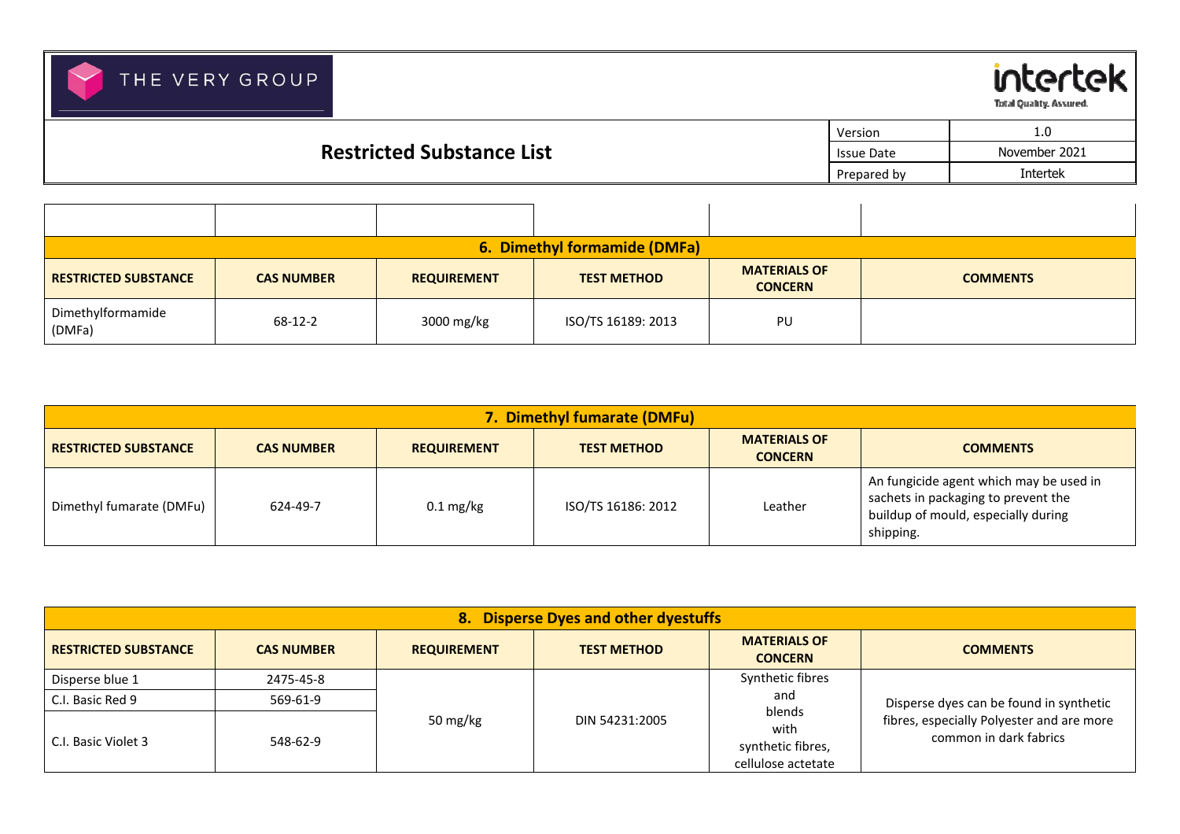## 6. Dimethyl formamide (DMFa)

| RESTRICTED SUBSTANCE | CAS NUMBER | REQUIREMENT | TEST METHOD | MATERIALS OF CONCERN | COMMENTS |
|---|---|---|---|---|---|
| Dimethylformamide (DMFa) | 68-12-2 | 3000 mg/kg | ISO/TS 16189: 2013 | PU | |

## 7. Dimethyl fumarate (DMFu)

| RESTRICTED SUBSTANCE | CAS NUMBER | REQUIREMENT | TEST METHOD | MATERIALS OF CONCERN | COMMENTS |
|---|---|---|---|---|---|
| Dimethyl fumarate (DMFu) | 624-49-7 | 0.1 mg/kg | ISO/TS 16186: 2012 | Leather | An fungicide agent which may be used in sachets in packaging to prevent the buildup of mould, especially during shipping. |

## 8. Disperse Dyes and other dyestuffs

| RESTRICTED SUBSTANCE | CAS NUMBER | REQUIREMENT | TEST METHOD | MATERIALS OF CONCERN | COMMENTS |
|---|---|---|---|---|---|
| Disperse blue 1 | 2475-45-8 | 50 mg/kg | DIN 54231:2005 | Synthetic fibres and blends with synthetic fibres, cellulose actetate | Disperse dyes can be found in synthetic fibres, especially Polyester and are more common in dark fabrics |
| C.I. Basic Red 9 | 569-61-9 | | | | |
| C.I. Basic Violet 3 | 548-62-9 | | | | |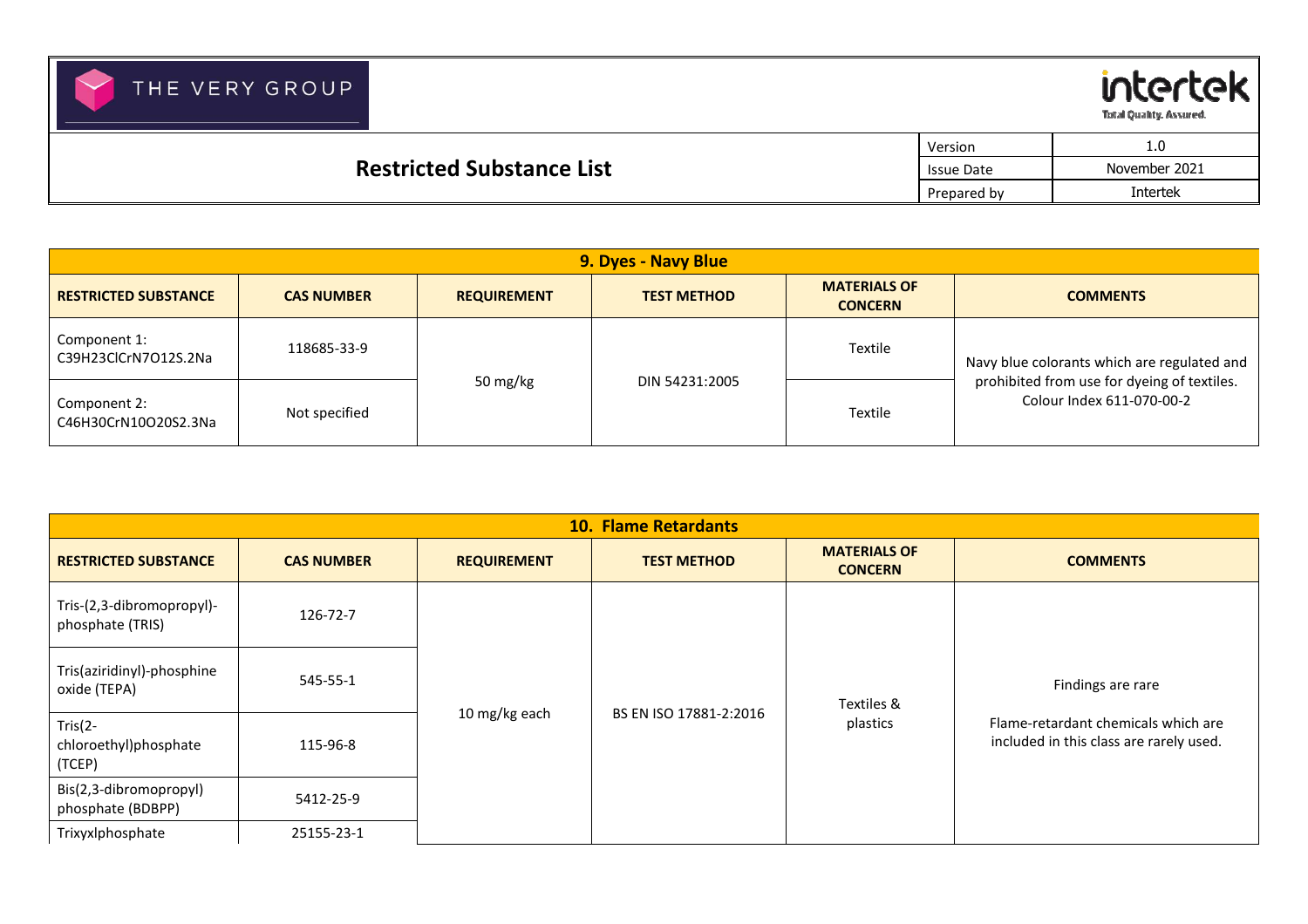| 9. Dyes - Navy Blue | | | | | |
|---|---|---|---|---|---|
| **RESTRICTED SUBSTANCE** | **CAS NUMBER** | **REQUIREMENT** | **TEST METHOD** | **MATERIALS OF CONCERN** | **COMMENTS** |
| Component 1: C39H23ClCrN7O12S.2Na | 118685-33-9 | 50 mg/kg | DIN 54231:2005 | Textile | Navy blue colorants which are regulated and prohibited from use for dyeing of textiles. Colour Index 611-070-00-2 |
| Component 2: C46H30CrN10O20S2.3Na | Not specified | | | Textile | |

| 10. Flame Retardants | | | | | |
|---|---|---|---|---|---|
| **RESTRICTED SUBSTANCE** | **CAS NUMBER** | **REQUIREMENT** | **TEST METHOD** | **MATERIALS OF CONCERN** | **COMMENTS** |
| Tris-(2,3-dibromopropyl)-phosphate (TRIS) | 126-72-7 | 10 mg/kg each | BS EN ISO 17881-2:2016 | Textiles & plastics | Findings are rare<br><br>Flame-retardant chemicals which are included in this class are rarely used. |
| Tris(aziridinyl)-phosphine oxide (TEPA) | 545-55-1 | | | | |
| Tris(2-chloroethyl)phosphate (TCEP) | 115-96-8 | | | | |
| Bis(2,3-dibromopropyl) phosphate (BDBPP) | 5412-25-9 | | | | |
| Trixyxlphosphate | 25155-23-1 | | | | |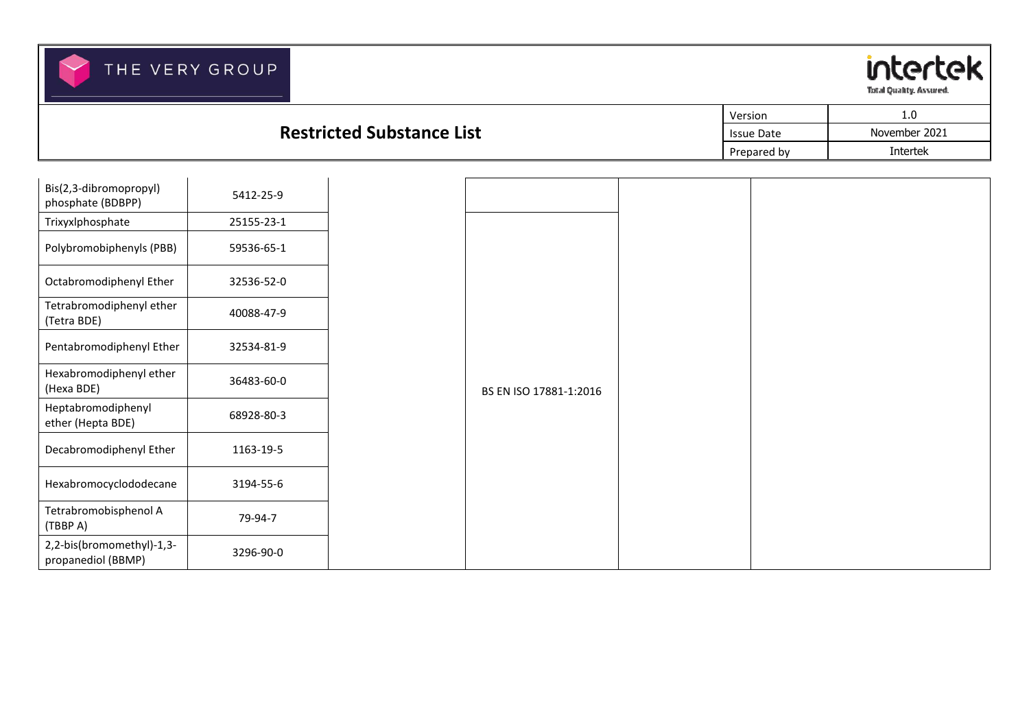| | | | | | |
|---|---|---|---|---|---|
| Bis(2,3-dibromopropyl) phosphate (BDBPP) | 5412-25-9 | | | | |
| Trixyxlphosphate | 25155-23-1 | | BS EN ISO 17881-1:2016 | | |
| Polybromobiphenyls (PBB) | 59536-65-1 | | | | |
| Octabromodiphenyl Ether | 32536-52-0 | | | | |
| Tetrabromodiphenyl ether (Tetra BDE) | 40088-47-9 | | | | |
| Pentabromodiphenyl Ether | 32534-81-9 | | | | |
| Hexabromodiphenyl ether (Hexa BDE) | 36483-60-0 | | | | |
| Heptabromodiphenyl ether (Hepta BDE) | 68928-80-3 | | | | |
| Decabromodiphenyl Ether | 1163-19-5 | | | | |
| Hexabromocyclododecane | 3194-55-6 | | | | |
| Tetrabromobisphenol A (TBBP A) | 79-94-7 | | | | |
| 2,2-bis(bromomethyl)-1,3-propanediol (BBMP) | 3296-90-0 | | | | |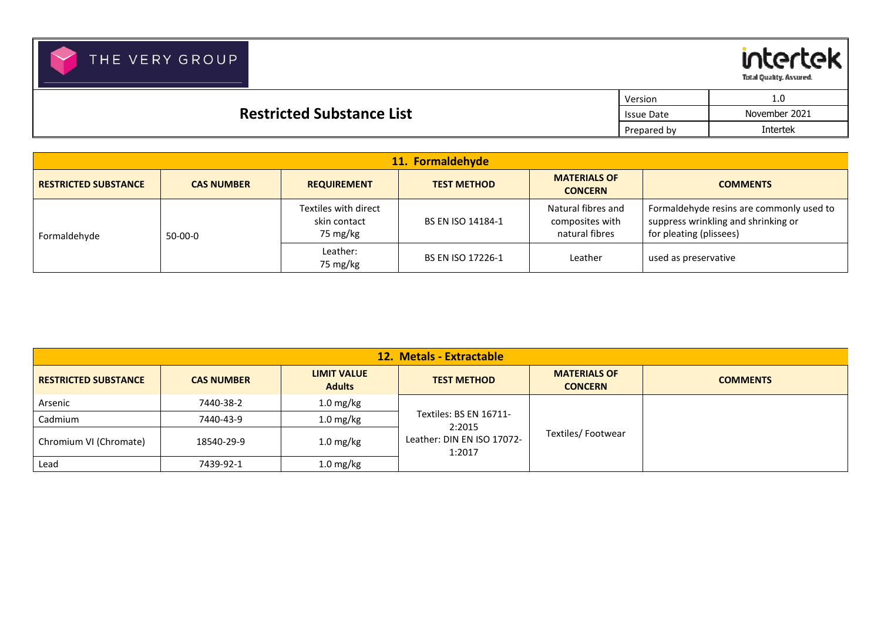| Version | 1.0 |
|---|---|
| Issue Date | November 2021 |
| Prepared by | Intertek |

# Restricted Substance List

| 11. Formaldehyde | | | | | |
|---|---|---|---|---|---|
| **RESTRICTED SUBSTANCE** | **CAS NUMBER** | **REQUIREMENT** | **TEST METHOD** | **MATERIALS OF CONCERN** | **COMMENTS** |
| Formaldehyde | 50-00-0 | Textiles with direct skin contact 75 mg/kg | BS EN ISO 14184-1 | Natural fibres and composites with natural fibres | Formaldehyde resins are commonly used to suppress wrinkling and shrinking or for pleating (plissees) |
| | | Leather: 75 mg/kg | BS EN ISO 17226-1 | Leather | used as preservative |

| 12. Metals - Extractable | | | | | |
|---|---|---|---|---|---|
| **RESTRICTED SUBSTANCE** | **CAS NUMBER** | **LIMIT VALUE Adults** | **TEST METHOD** | **MATERIALS OF CONCERN** | **COMMENTS** |
| Arsenic | 7440-38-2 | 1.0 mg/kg | Textiles: BS EN 16711-2:2015<br>Leather: DIN EN ISO 17072-1:2017 | Textiles/ Footwear | |
| Cadmium | 7440-43-9 | 1.0 mg/kg | | | |
| Chromium VI (Chromate) | 18540-29-9 | 1.0 mg/kg | | | |
| Lead | 7439-92-1 | 1.0 mg/kg | | | |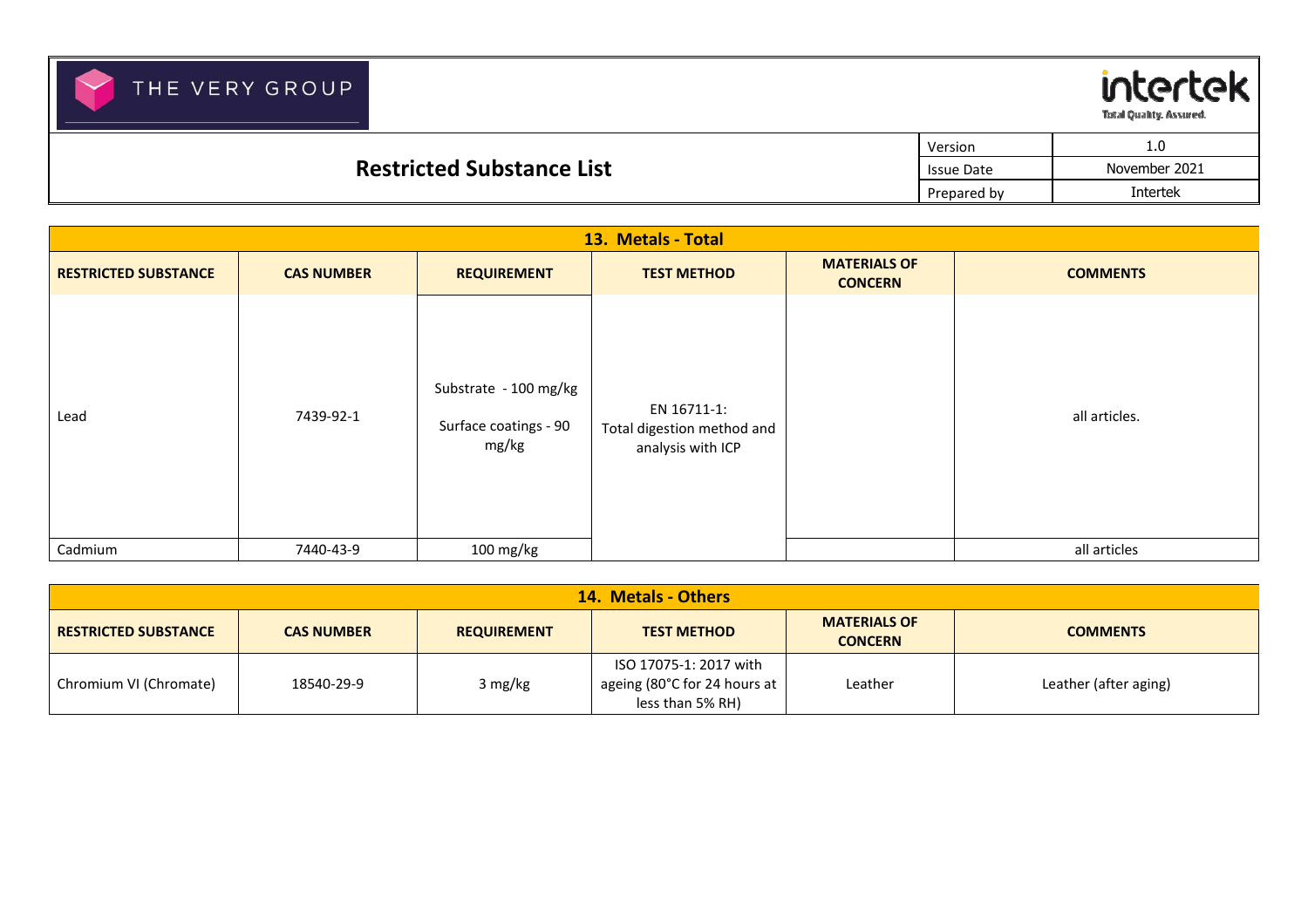**Restricted Substance List**

| Version | 1.0 |
|---|---|
| Issue Date | November 2021 |
| Prepared by | Intertek |

## 13. Metals - Total

| RESTRICTED SUBSTANCE | CAS NUMBER | REQUIREMENT | TEST METHOD | MATERIALS OF CONCERN | COMMENTS |
|---|---|---|---|---|---|
| Lead | 7439-92-1 | Substrate - 100 mg/kg<br>Surface coatings - 90 mg/kg | EN 16711-1: Total digestion method and analysis with ICP | | all articles. |
| Cadmium | 7440-43-9 | 100 mg/kg | | | all articles |

## 14. Metals - Others

| RESTRICTED SUBSTANCE | CAS NUMBER | REQUIREMENT | TEST METHOD | MATERIALS OF CONCERN | COMMENTS |
|---|---|---|---|---|---|
| Chromium VI (Chromate) | 18540-29-9 | 3 mg/kg | ISO 17075-1: 2017 with ageing (80°C for 24 hours at less than 5% RH) | Leather | Leather (after aging) |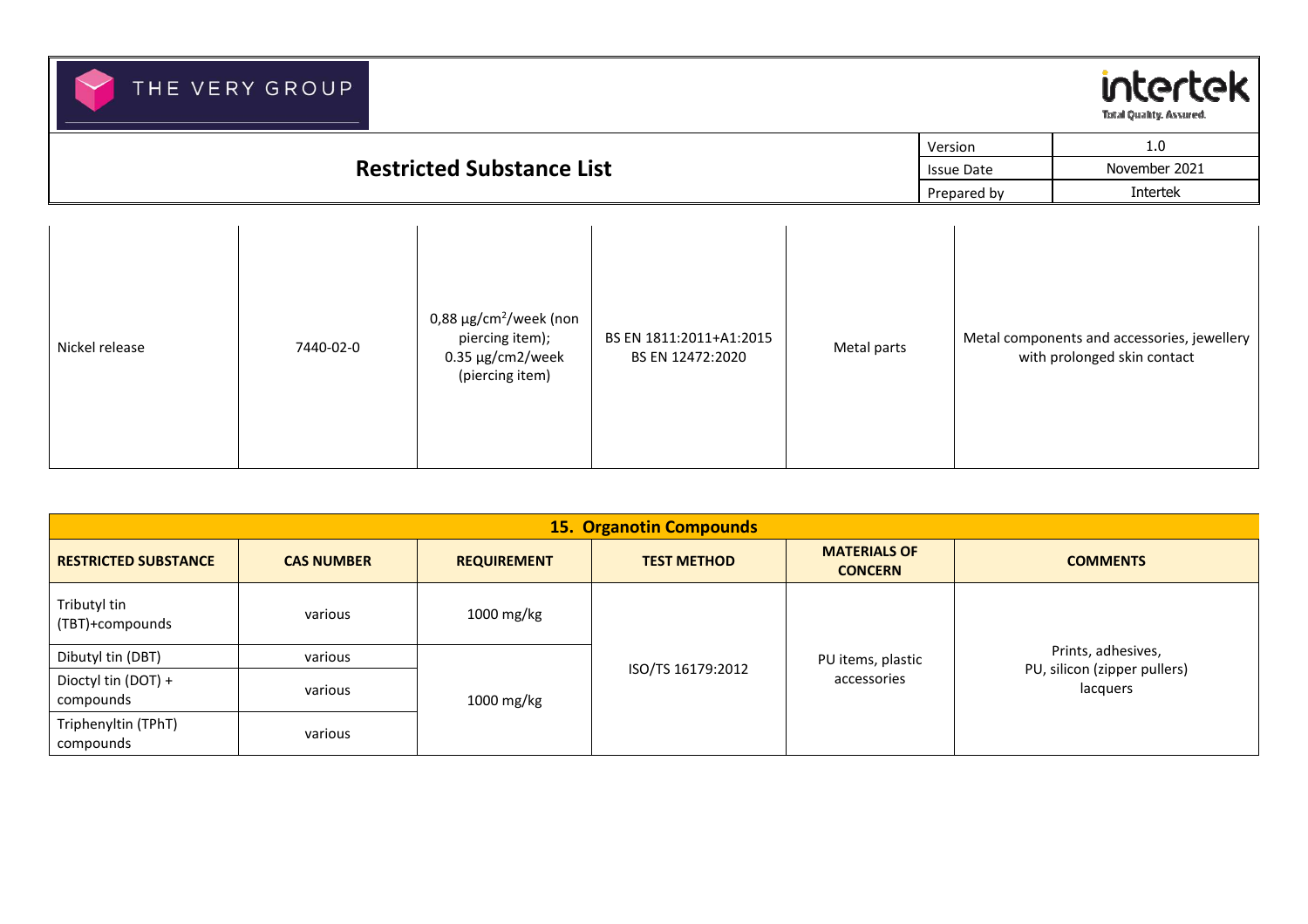| Nickel release | 7440-02-0 | 0,88 µg/cm$^2$/week (non piercing item); 0.35 µg/cm2/week (piercing item) | BS EN 1811:2011+A1:2015 BS EN 12472:2020 | Metal parts | Metal components and accessories, jewellery with prolonged skin contact |
|---|---|---|---|---|---|

| **15. Organotin Compounds** | | | | | |
|---|---|---|---|---|---|
| **RESTRICTED SUBSTANCE** | **CAS NUMBER** | **REQUIREMENT** | **TEST METHOD** | **MATERIALS OF CONCERN** | **COMMENTS** |
| Tributyl tin (TBT)+compounds | various | 1000 mg/kg | ISO/TS 16179:2012 | PU items, plastic accessories | Prints, adhesives, PU, silicon (zipper pullers) lacquers |
| Dibutyl tin (DBT) | various | 1000 mg/kg | | | |
| Dioctyl tin (DOT) + compounds | various | | | | |
| Triphenyltin (TPhT) compounds | various | | | | |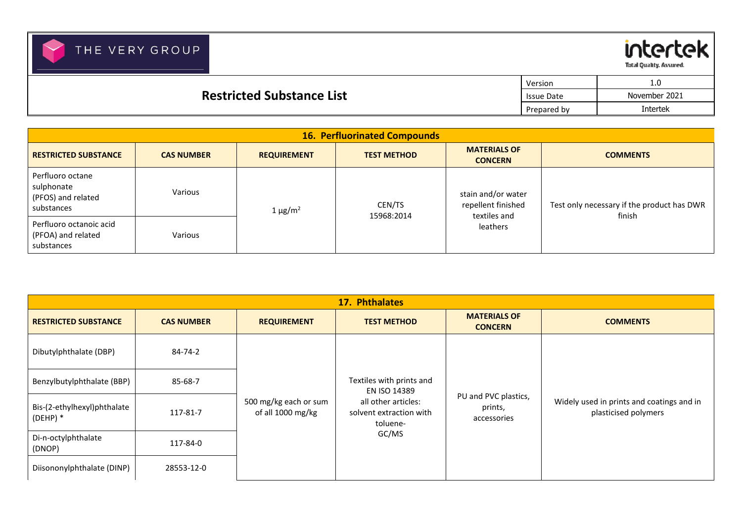## 16. Perfluorinated Compounds

| RESTRICTED SUBSTANCE | CAS NUMBER | REQUIREMENT | TEST METHOD | MATERIALS OF CONCERN | COMMENTS |
|---|---|---|---|---|---|
| Perfluoro octane sulphonate (PFOS) and related substances | Various | 1 µg/m$^2$ | CEN/TS 15968:2014 | stain and/or water repellent finished textiles and leathers | Test only necessary if the product has DWR finish |
| Perfluoro octanoic acid (PFOA) and related substances | Various | | | | |

## 17. Phthalates

| RESTRICTED SUBSTANCE | CAS NUMBER | REQUIREMENT | TEST METHOD | MATERIALS OF CONCERN | COMMENTS |
|---|---|---|---|---|---|
| Dibutylphthalate (DBP) | 84-74-2 | 500 mg/kg each or sum of all 1000 mg/kg | Textiles with prints and EN ISO 14389 all other articles: solvent extraction with toluene- GC/MS | PU and PVC plastics, prints, accessories | Widely used in prints and coatings and in plasticised polymers |
| Benzylbutylphthalate (BBP) | 85-68-7 | | | | |
| Bis-(2-ethylhexyl)phthalate (DEHP) * | 117-81-7 | | | | |
| Di-n-octylphthalate (DNOP) | 117-84-0 | | | | |
| Diisononylphthalate (DINP) | 28553-12-0 | | | | |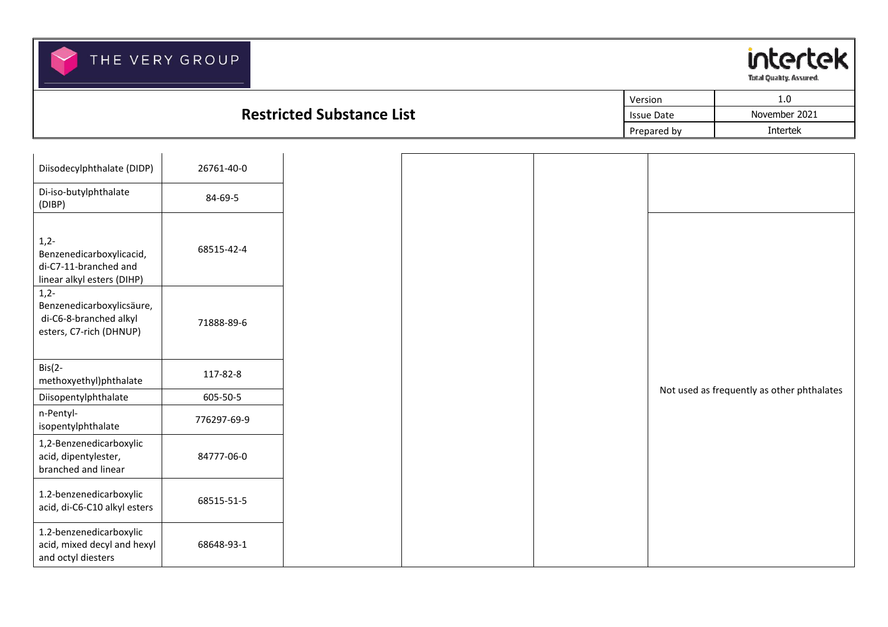| | | | | | |
|---|---|---|---|---|---|
| Diisodecylphthalate (DIDP) | 26761-40-0 | | | | |
| Di-iso-butylphthalate (DIBP) | 84-69-5 | | | | |
| 1,2-Benzenedicarboxylicacid, di-C7-11-branched and linear alkyl esters (DIHP) | 68515-42-4 | | | | Not used as frequently as other phthalates |
| 1,2-Benzenedicarboxylicsäure, di-C6-8-branched alkyl esters, C7-rich (DHNUP) | 71888-89-6 | | | | |
| Bis(2-methoxyethyl)phthalate | 117-82-8 | | | | |
| Diisopentylphthalate | 605-50-5 | | | | |
| n-Pentyl-isopentylphthalate | 776297-69-9 | | | | |
| 1,2-Benzenedicarboxylic acid, dipentylester, branched and linear | 84777-06-0 | | | | |
| 1.2-benzenedicarboxylic acid, di-C6-C10 alkyl esters | 68515-51-5 | | | | |
| 1.2-benzenedicarboxylic acid, mixed decyl and hexyl and octyl diesters | 68648-93-1 | | | | |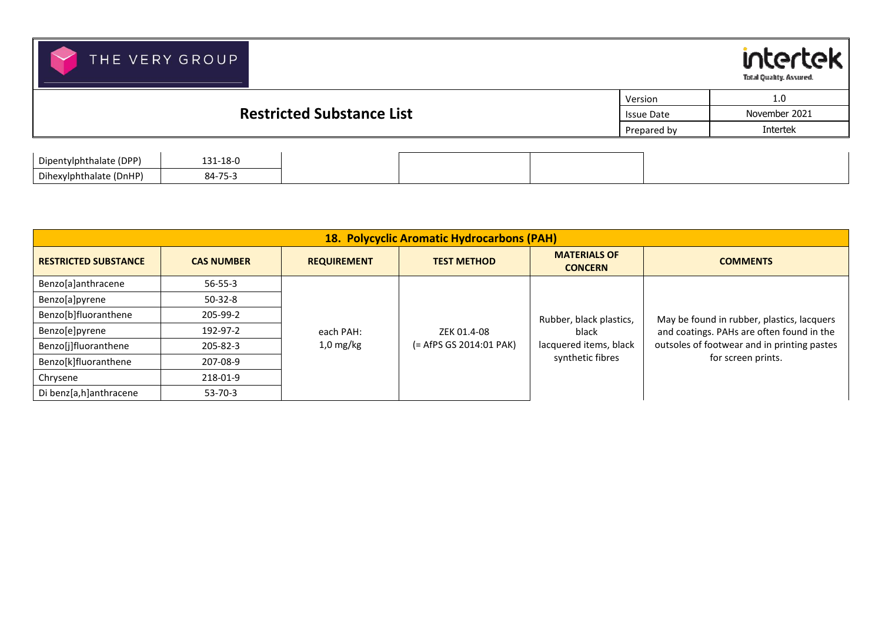| Dipentylphthalate (DPP) | 131-18-0 | | | | |
|---|---|---|---|---|---|
| Dihexylphthalate (DnHP) | 84-75-3 | | | | |

| 18. Polycyclic Aromatic Hydrocarbons (PAH) | | | | | |
|---|---|---|---|---|---|
| **RESTRICTED SUBSTANCE** | **CAS NUMBER** | **REQUIREMENT** | **TEST METHOD** | **MATERIALS OF CONCERN** | **COMMENTS** |
| Benzo[a]anthracene | 56-55-3 | each PAH: 1,0 mg/kg | ZEK 01.4-08 (= AfPS GS 2014:01 PAK) | Rubber, black plastics, black lacquered items, black synthetic fibres | May be found in rubber, plastics, lacquers and coatings. PAHs are often found in the outsoles of footwear and in printing pastes for screen prints. |
| Benzo[a]pyrene | 50-32-8 | | | | |
| Benzo[b]fluoranthene | 205-99-2 | | | | |
| Benzo[e]pyrene | 192-97-2 | | | | |
| Benzo[j]fluoranthene | 205-82-3 | | | | |
| Benzo[k]fluoranthene | 207-08-9 | | | | |
| Chrysene | 218-01-9 | | | | |
| Di benz[a,h]anthracene | 53-70-3 | | | | |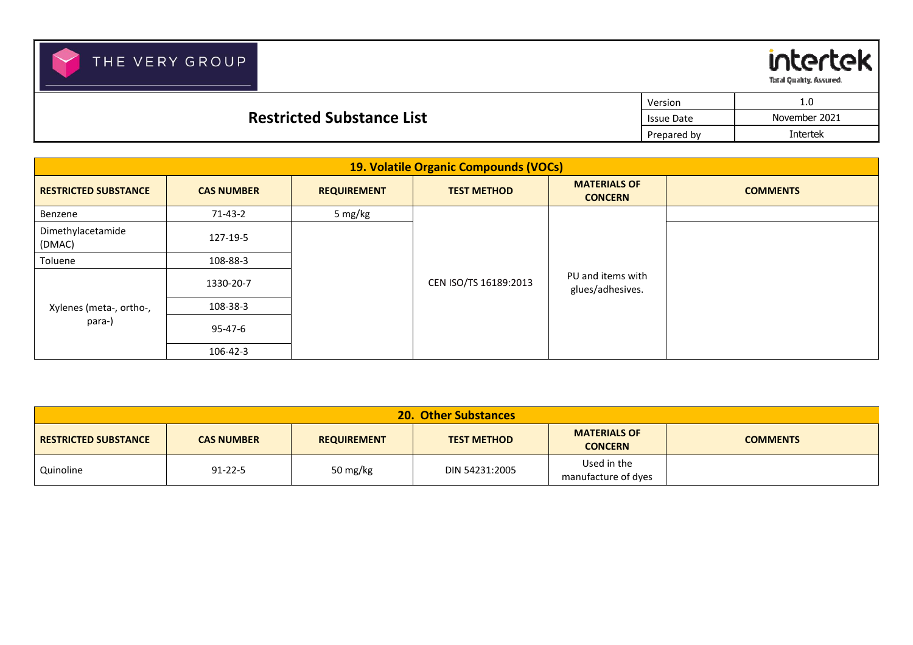| Version | 1.0 |
|---|---|
| Issue Date | November 2021 |
| Prepared by | Intertek |

# Restricted Substance List

## 19. Volatile Organic Compounds (VOCs)

| RESTRICTED SUBSTANCE | CAS NUMBER | REQUIREMENT | TEST METHOD | MATERIALS OF CONCERN | COMMENTS |
|---|---|---|---|---|---|
| Benzene | 71-43-2 | 5 mg/kg | CEN ISO/TS 16189:2013 | PU and items with glues/adhesives. | |
| Dimethylacetamide (DMAC) | 127-19-5 | | | | |
| Toluene | 108-88-3 | | | | |
| Xylenes (meta-, ortho-, para-) | 1330-20-7 | | | | |
| | 108-38-3 | | | | |
| | 95-47-6 | | | | |
| | 106-42-3 | | | | |

## 20. Other Substances

| RESTRICTED SUBSTANCE | CAS NUMBER | REQUIREMENT | TEST METHOD | MATERIALS OF CONCERN | COMMENTS |
|---|---|---|---|---|---|
| Quinoline | 91-22-5 | 50 mg/kg | DIN 54231:2005 | Used in the manufacture of dyes | |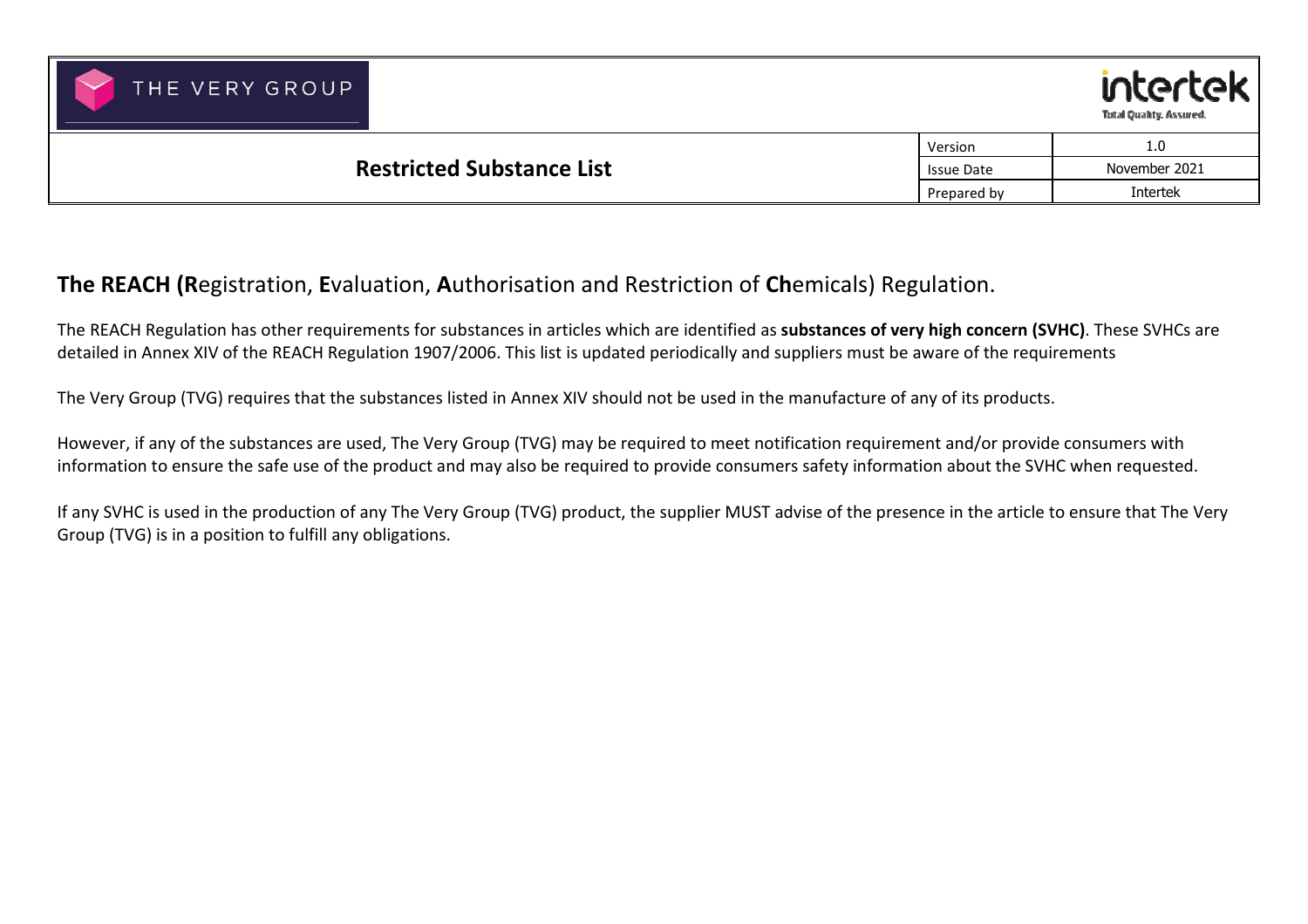## The REACH (Registration, Evaluation, Authorisation and Restriction of Chemicals) Regulation.

The REACH Regulation has other requirements for substances in articles which are identified as **substances of very high concern (SVHC)**. These SVHCs are detailed in Annex XIV of the REACH Regulation 1907/2006. This list is updated periodically and suppliers must be aware of the requirements

The Very Group (TVG) requires that the substances listed in Annex XIV should not be used in the manufacture of any of its products.

However, if any of the substances are used, The Very Group (TVG) may be required to meet notification requirement and/or provide consumers with information to ensure the safe use of the product and may also be required to provide consumers safety information about the SVHC when requested.

If any SVHC is used in the production of any The Very Group (TVG) product, the supplier MUST advise of the presence in the article to ensure that The Very Group (TVG) is in a position to fulfill any obligations.